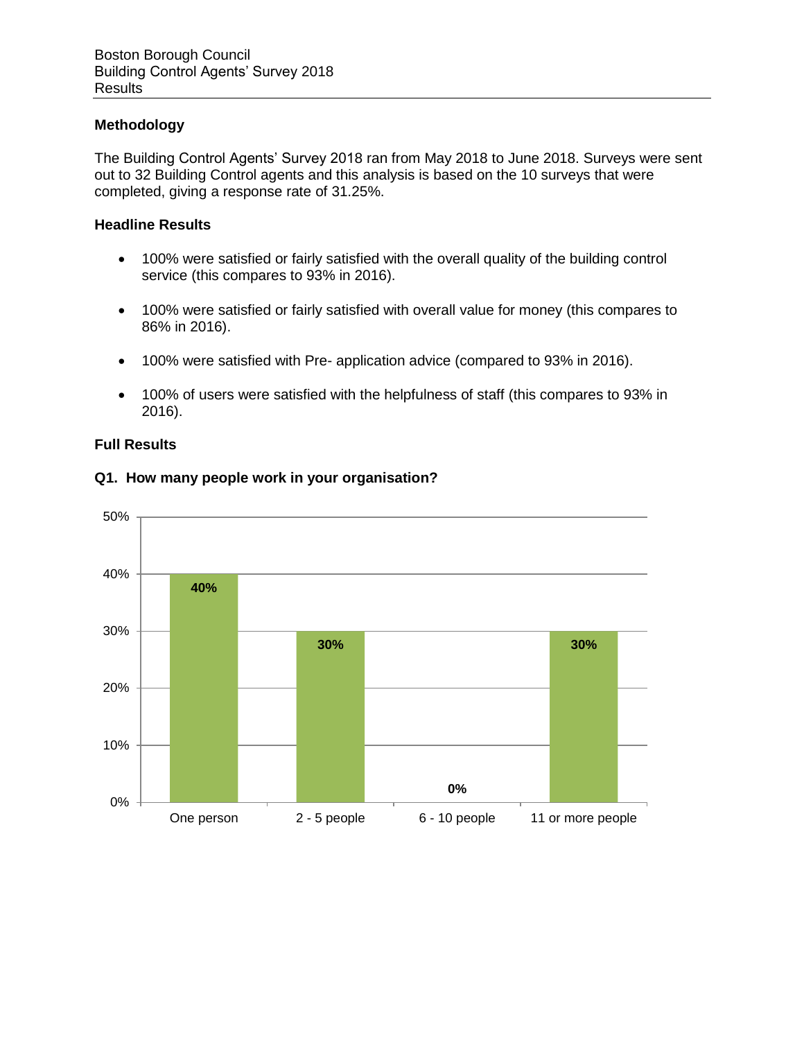Boston Borough Council
Building Control Agents' Survey 2018
Results

## Methodology

The Building Control Agents' Survey 2018 ran from May 2018 to June 2018. Surveys were sent out to 32 Building Control agents and this analysis is based on the 10 surveys that were completed, giving a response rate of 31.25%.

## Headline Results

- 100% were satisfied or fairly satisfied with the overall quality of the building control service (this compares to 93% in 2016).
- 100% were satisfied or fairly satisfied with overall value for money (this compares to 86% in 2016).
- 100% were satisfied with Pre- application advice (compared to 93% in 2016).
- 100% of users were satisfied with the helpfulness of staff (this compares to 93% in 2016).

## Full Results

### Q1. How many people work in your organisation?

| One person | 2 - 5 people | 6 - 10 people | 11 or more people |
| --- | --- | --- | --- |
| 40% | 30% | 0% | 30% |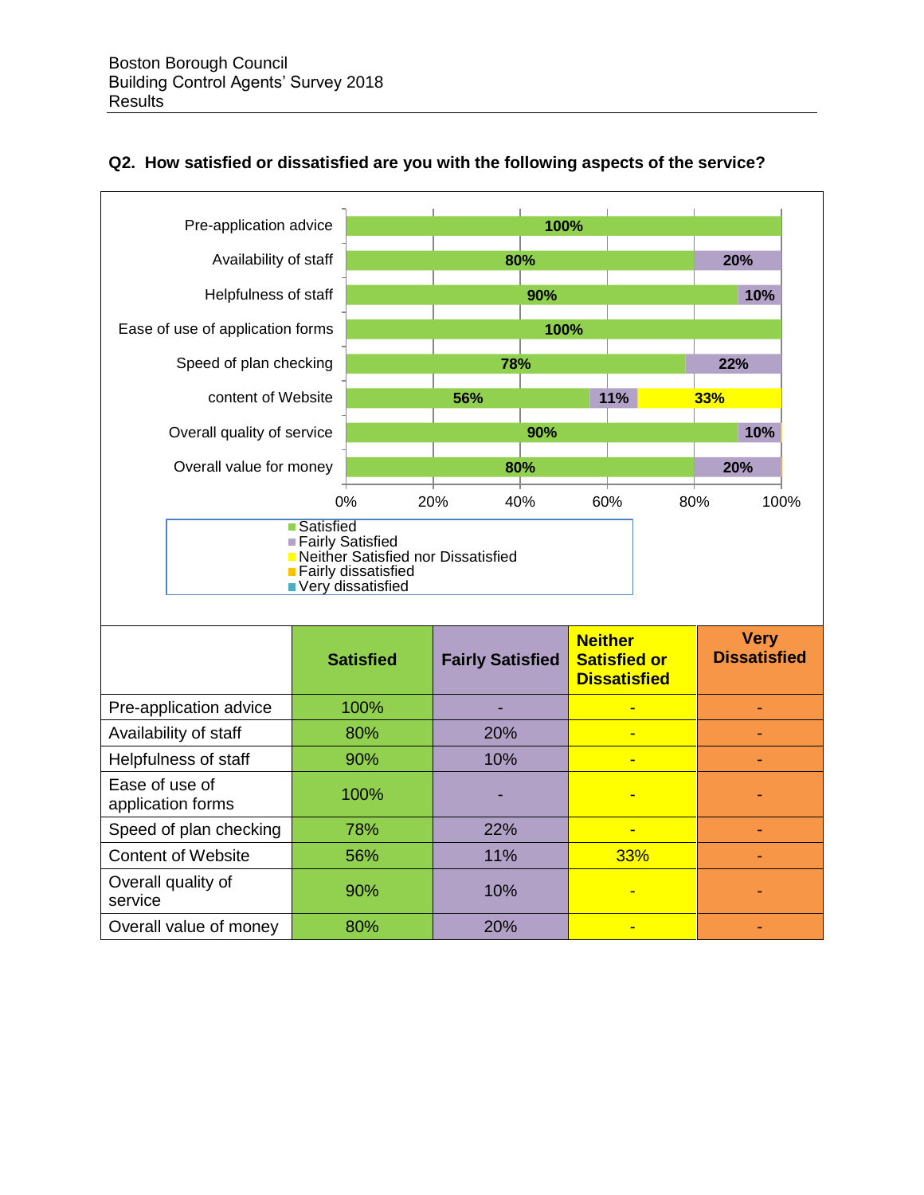## Q2. How satisfied or dissatisfied are you with the following aspects of the service?

|  | Satisfied | Fairly Satisfied | Neither Satisfied or Dissatisfied | Very Dissatisfied |
|---|---|---|---|---|
| Pre-application advice | 100% | - | - | - |
| Availability of staff | 80% | 20% | - | - |
| Helpfulness of staff | 90% | 10% | - | - |
| Ease of use of application forms | 100% | - | - | - |
| Speed of plan checking | 78% | 22% | - | - |
| Content of Website | 56% | 11% | 33% | - |
| Overall quality of service | 90% | 10% | - | - |
| Overall value of money | 80% | 20% | - | - |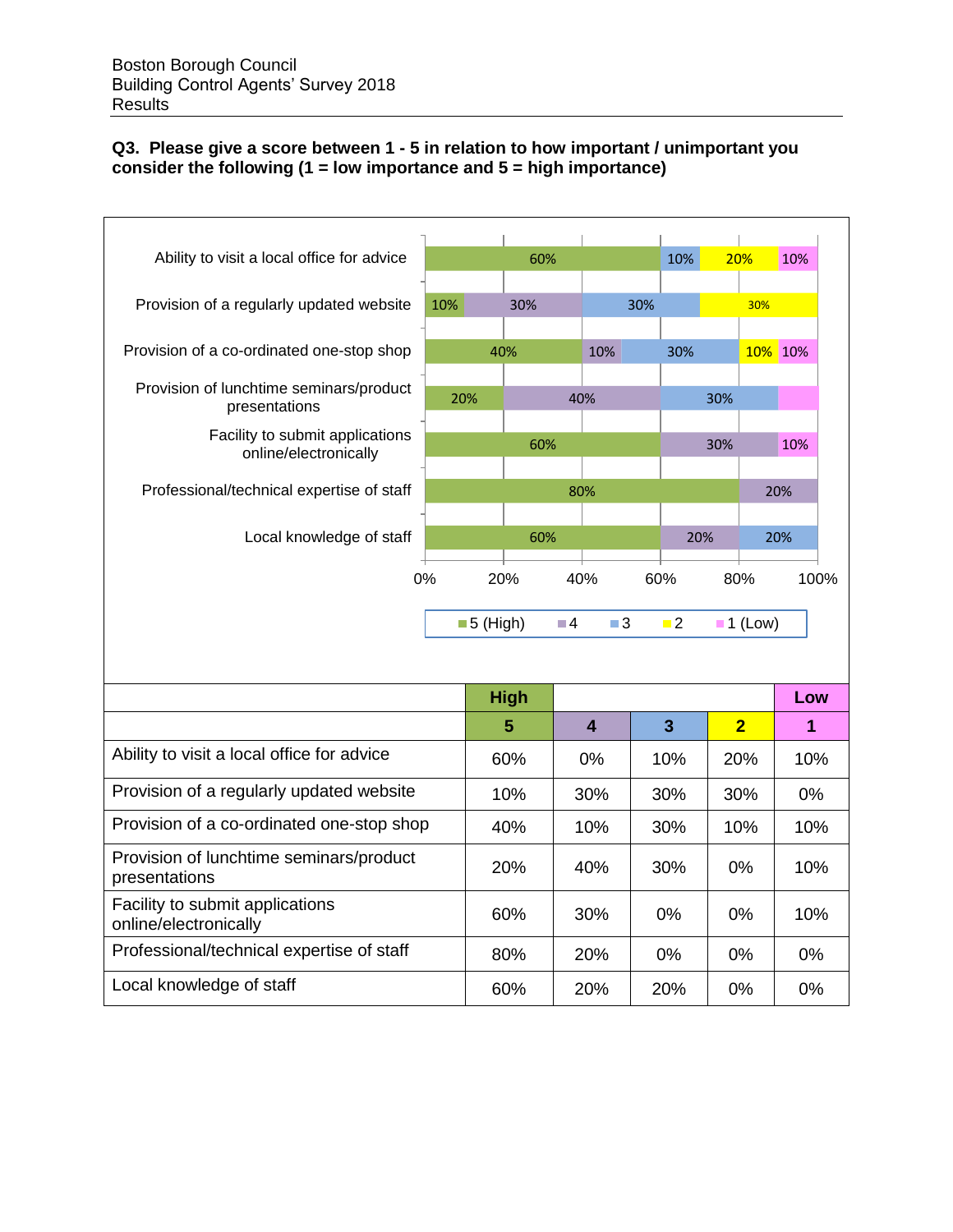### Q3. Please give a score between 1 - 5 in relation to how important / unimportant you consider the following (1 = low importance and 5 = high importance)

| | High | | | | Low |
|---|---|---|---|---|---|
| | 5 | 4 | 3 | 2 | 1 |
| Ability to visit a local office for advice | 60% | 0% | 10% | 20% | 10% |
| Provision of a regularly updated website | 10% | 30% | 30% | 30% | 0% |
| Provision of a co-ordinated one-stop shop | 40% | 10% | 30% | 10% | 10% |
| Provision of lunchtime seminars/product presentations | 20% | 40% | 30% | 0% | 10% |
| Facility to submit applications online/electronically | 60% | 30% | 0% | 0% | 10% |
| Professional/technical expertise of staff | 80% | 20% | 0% | 0% | 0% |
| Local knowledge of staff | 60% | 20% | 20% | 0% | 0% |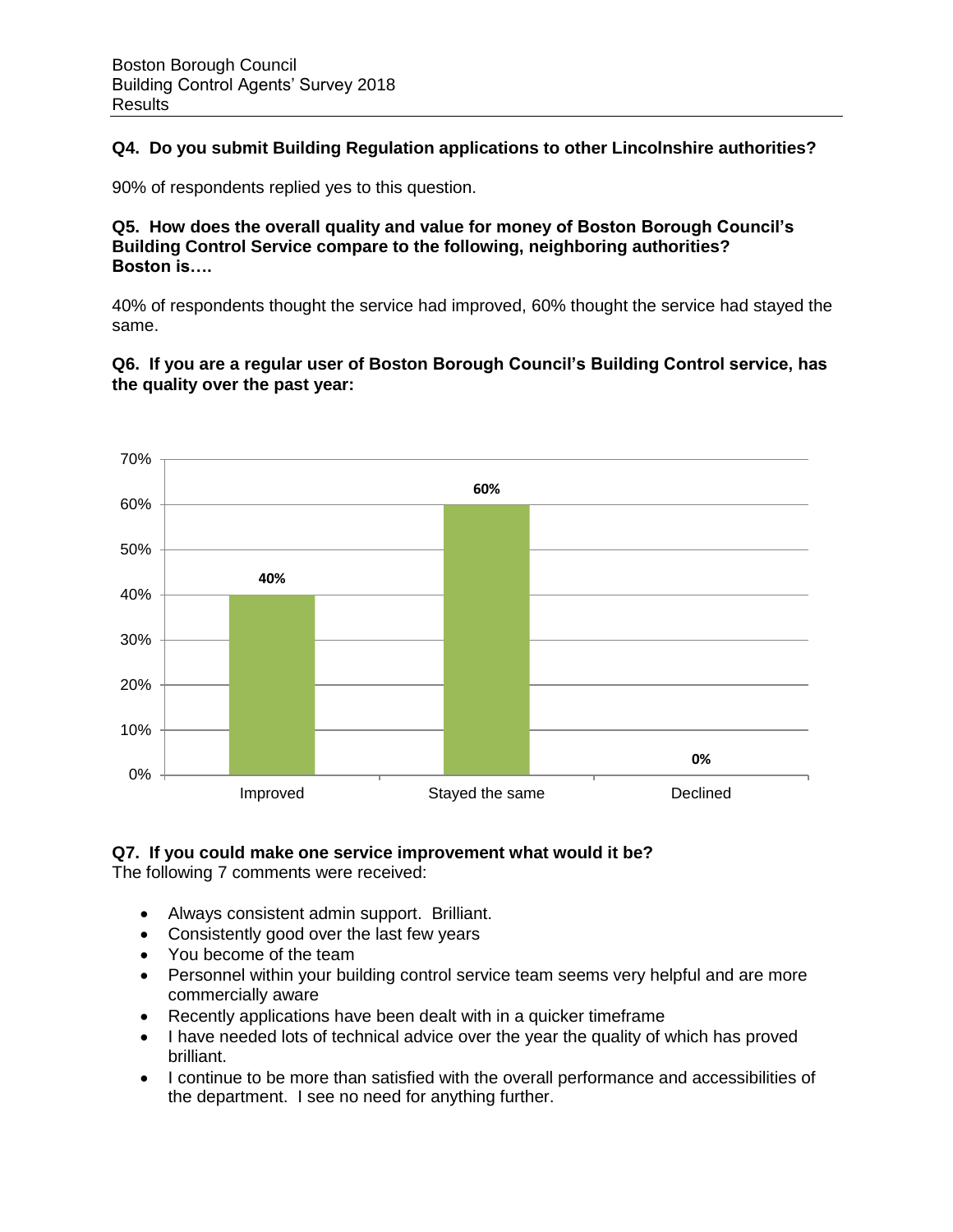**Q4. Do you submit Building Regulation applications to other Lincolnshire authorities?**

90% of respondents replied yes to this question.

**Q5. How does the overall quality and value for money of Boston Borough Council's Building Control Service compare to the following, neighboring authorities? Boston is….**

40% of respondents thought the service had improved, 60% thought the service had stayed the same.

**Q6. If you are a regular user of Boston Borough Council's Building Control service, has the quality over the past year:**

70%
60%
50%
40%
30%
20%
10%
0%

40%
60%
0%

Improved
Stayed the same
Declined

**Q7. If you could make one service improvement what would it be?**
The following 7 comments were received:

- Always consistent admin support. Brilliant.
- Consistently good over the last few years
- You become of the team
- Personnel within your building control service team seems very helpful and are more commercially aware
- Recently applications have been dealt with in a quicker timeframe
- I have needed lots of technical advice over the year the quality of which has proved brilliant.
- I continue to be more than satisfied with the overall performance and accessibilities of the department. I see no need for anything further.